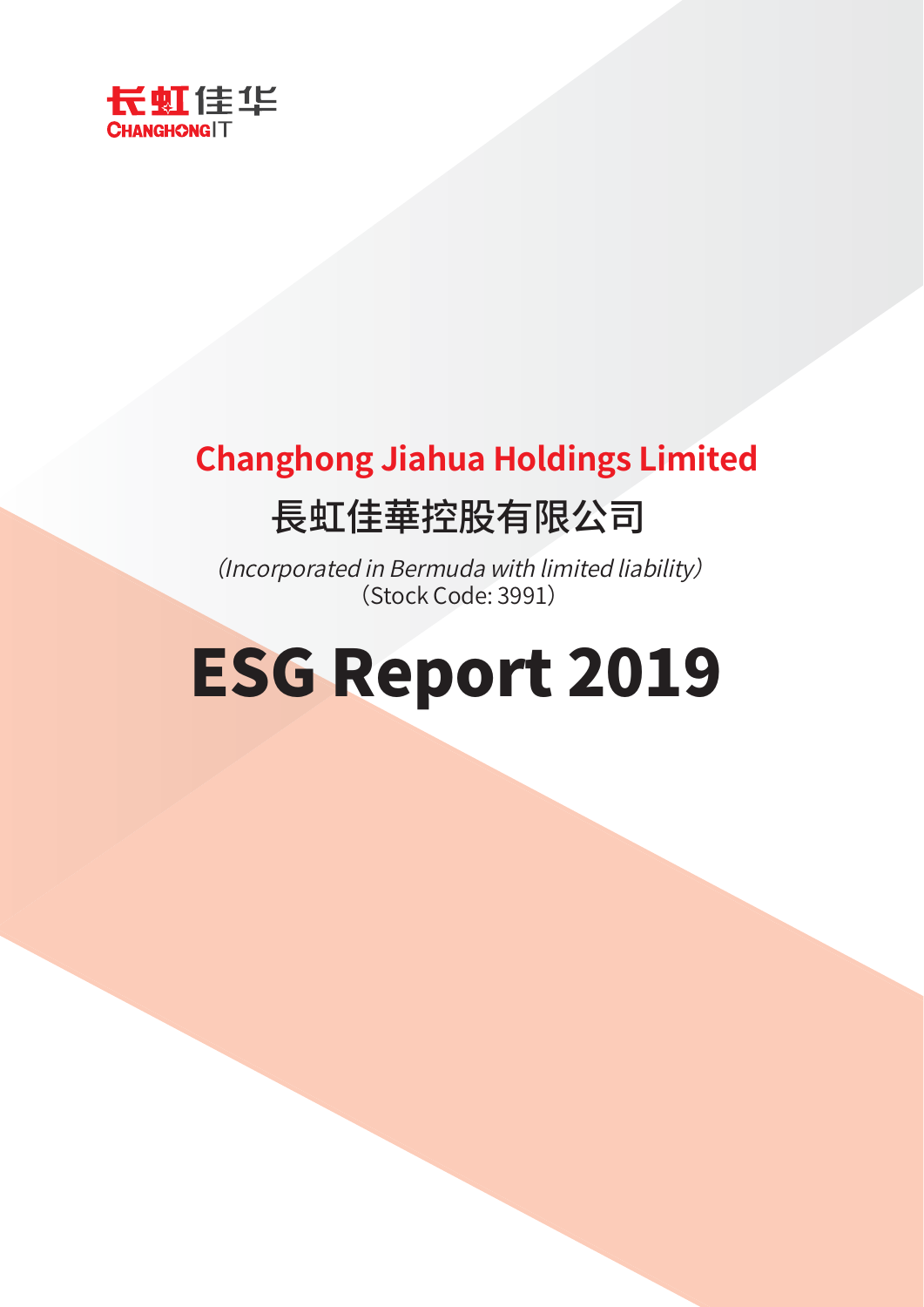长虹佳华
CHANGHONGIT

# Changhong Jiahua Holdings Limited

## 長虹佳華控股有限公司

*(Incorporated in Bermuda with limited liability)*
(Stock Code: 3991)

# ESG Report 2019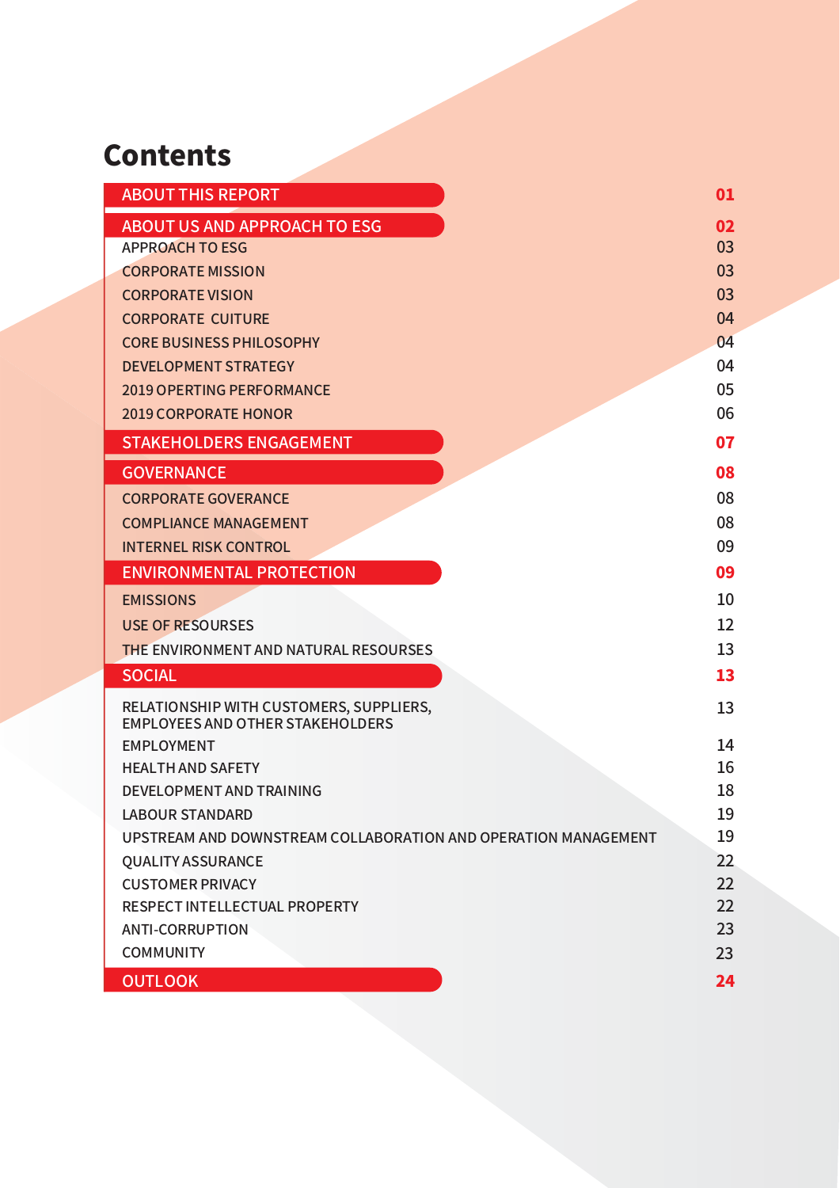# Contents

| | |
|---|---|
| **ABOUT THIS REPORT** | **01** |
| **ABOUT US AND APPROACH TO ESG** | **02** |
| APPROACH TO ESG | 03 |
| CORPORATE MISSION | 03 |
| CORPORATE VISION | 03 |
| CORPORATE CUITURE | 04 |
| CORE BUSINESS PHILOSOPHY | 04 |
| DEVELOPMENT STRATEGY | 04 |
| 2019 OPERTING PERFORMANCE | 05 |
| 2019 CORPORATE HONOR | 06 |
| **STAKEHOLDERS ENGAGEMENT** | **07** |
| **GOVERNANCE** | **08** |
| CORPORATE GOVERANCE | 08 |
| COMPLIANCE MANAGEMENT | 08 |
| INTERNEL RISK CONTROL | 09 |
| **ENVIRONMENTAL PROTECTION** | **09** |
| EMISSIONS | 10 |
| USE OF RESOURSES | 12 |
| THE ENVIRONMENT AND NATURAL RESOURSES | 13 |
| **SOCIAL** | **13** |
| RELATIONSHIP WITH CUSTOMERS, SUPPLIERS, EMPLOYEES AND OTHER STAKEHOLDERS | 13 |
| EMPLOYMENT | 14 |
| HEALTH AND SAFETY | 16 |
| DEVELOPMENT AND TRAINING | 18 |
| LABOUR STANDARD | 19 |
| UPSTREAM AND DOWNSTREAM COLLABORATION AND OPERATION MANAGEMENT | 19 |
| QUALITY ASSURANCE | 22 |
| CUSTOMER PRIVACY | 22 |
| RESPECT INTELLECTUAL PROPERTY | 22 |
| ANTI-CORRUPTION | 23 |
| COMMUNITY | 23 |
| **OUTLOOK** | **24** |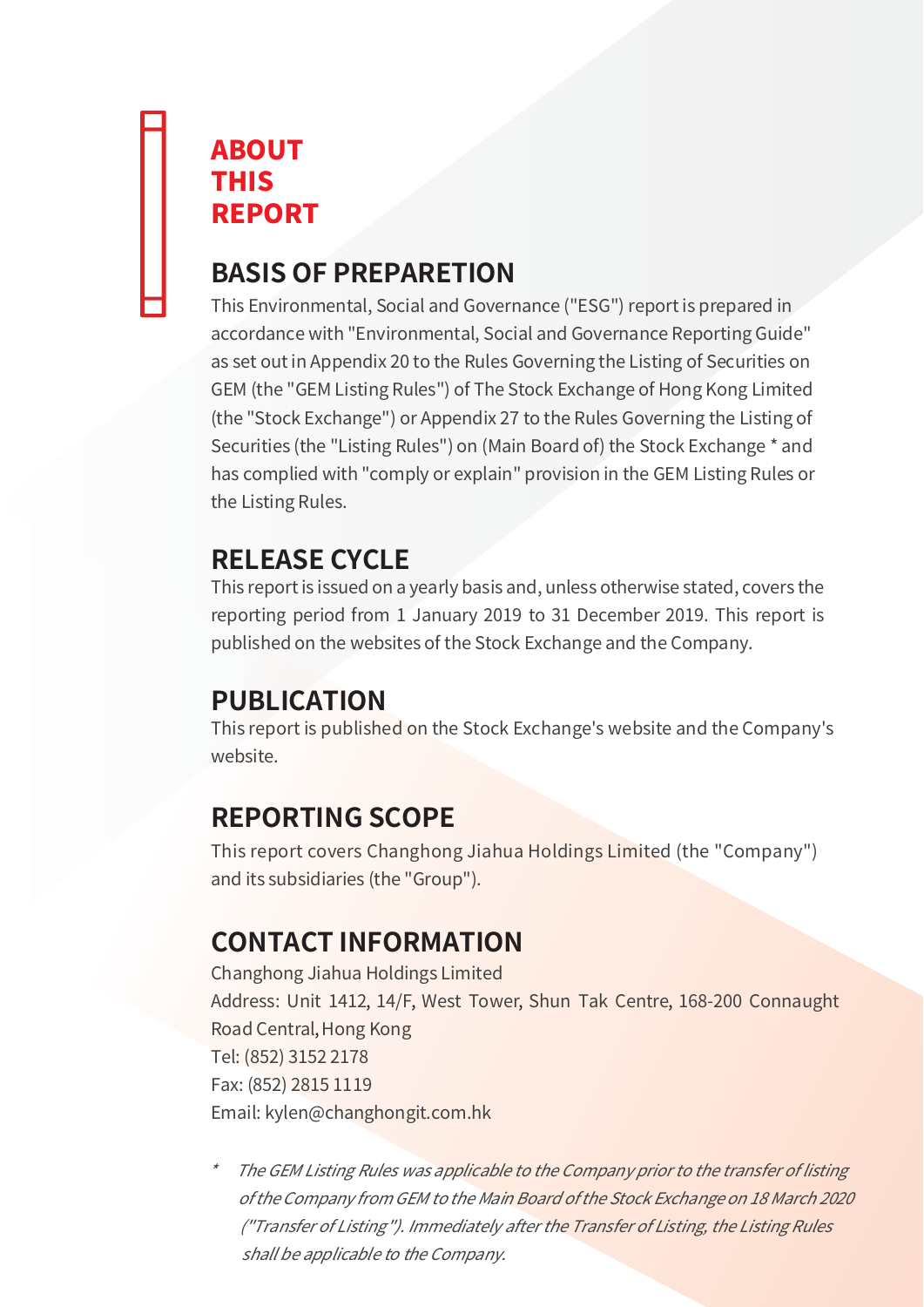# ABOUT THIS REPORT

## BASIS OF PREPARETION

This Environmental, Social and Governance ("ESG") report is prepared in accordance with "Environmental, Social and Governance Reporting Guide" as set out in Appendix 20 to the Rules Governing the Listing of Securities on GEM (the "GEM Listing Rules") of The Stock Exchange of Hong Kong Limited (the "Stock Exchange") or Appendix 27 to the Rules Governing the Listing of Securities (the "Listing Rules") on (Main Board of) the Stock Exchange * and has complied with "comply or explain" provision in the GEM Listing Rules or the Listing Rules.

## RELEASE CYCLE

This report is issued on a yearly basis and, unless otherwise stated, covers the reporting period from 1 January 2019 to 31 December 2019. This report is published on the websites of the Stock Exchange and the Company.

## PUBLICATION

This report is published on the Stock Exchange's website and the Company's website.

## REPORTING SCOPE

This report covers Changhong Jiahua Holdings Limited (the "Company") and its subsidiaries (the "Group").

## CONTACT INFORMATION

Changhong Jiahua Holdings Limited
Address: Unit 1412, 14/F, West Tower, Shun Tak Centre, 168-200 Connaught Road Central, Hong Kong
Tel: (852) 3152 2178
Fax: (852) 2815 1119
Email: kylen@changhongit.com.hk

\* *The GEM Listing Rules was applicable to the Company prior to the transfer of listing of the Company from GEM to the Main Board of the Stock Exchange on 18 March 2020 ("Transfer of Listing"). Immediately after the Transfer of Listing, the Listing Rules shall be applicable to the Company.*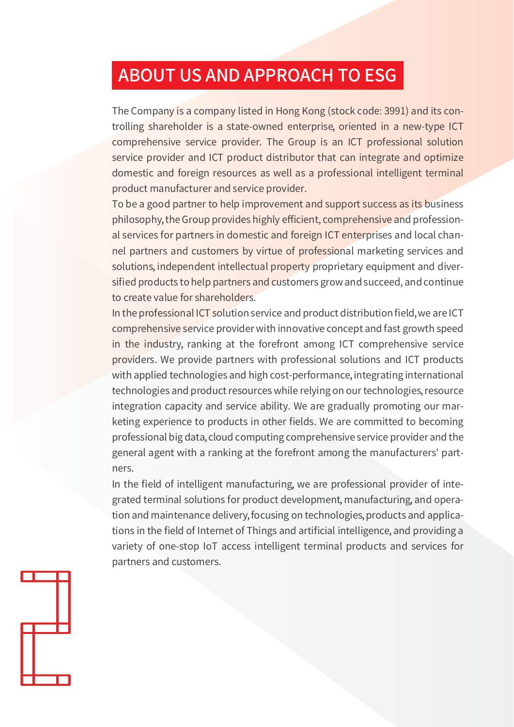# ABOUT US AND APPROACH TO ESG

The Company is a company listed in Hong Kong (stock code: 3991) and its controlling shareholder is a state-owned enterprise, oriented in a new-type ICT comprehensive service provider. The Group is an ICT professional solution service provider and ICT product distributor that can integrate and optimize domestic and foreign resources as well as a professional intelligent terminal product manufacturer and service provider.

To be a good partner to help improvement and support success as its business philosophy, the Group provides highly efficient, comprehensive and professional services for partners in domestic and foreign ICT enterprises and local channel partners and customers by virtue of professional marketing services and solutions, independent intellectual property proprietary equipment and diversified products to help partners and customers grow and succeed, and continue to create value for shareholders.

In the professional ICT solution service and product distribution field, we are ICT comprehensive service provider with innovative concept and fast growth speed in the industry, ranking at the forefront among ICT comprehensive service providers. We provide partners with professional solutions and ICT products with applied technologies and high cost-performance, integrating international technologies and product resources while relying on our technologies, resource integration capacity and service ability. We are gradually promoting our marketing experience to products in other fields. We are committed to becoming professional big data, cloud computing comprehensive service provider and the general agent with a ranking at the forefront among the manufacturers' partners.

In the field of intelligent manufacturing, we are professional provider of integrated terminal solutions for product development, manufacturing, and operation and maintenance delivery, focusing on technologies, products and applications in the field of Internet of Things and artificial intelligence, and providing a variety of one-stop IoT access intelligent terminal products and services for partners and customers.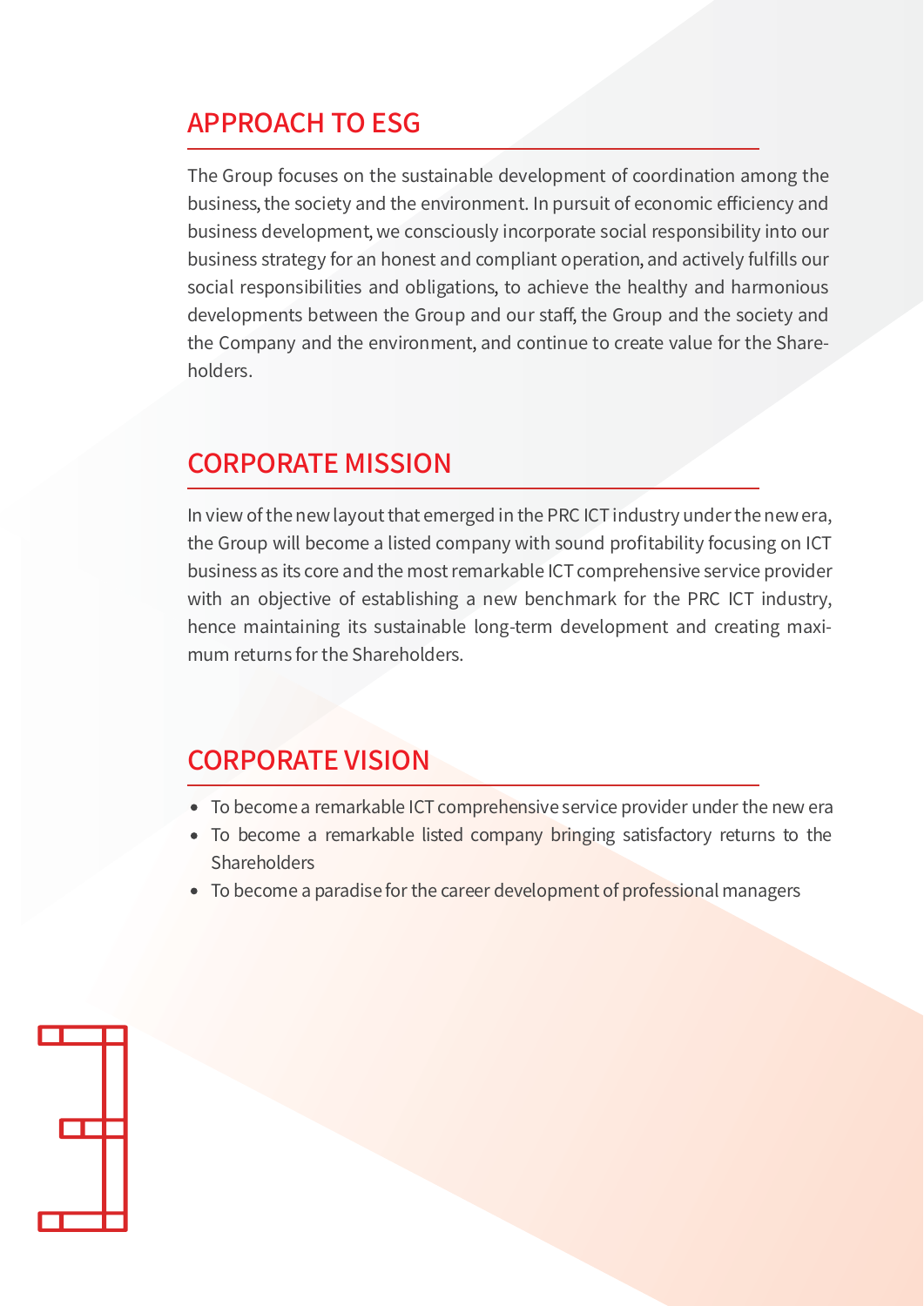## APPROACH TO ESG

The Group focuses on the sustainable development of coordination among the business, the society and the environment. In pursuit of economic efficiency and business development, we consciously incorporate social responsibility into our business strategy for an honest and compliant operation, and actively fulfills our social responsibilities and obligations, to achieve the healthy and harmonious developments between the Group and our staff, the Group and the society and the Company and the environment, and continue to create value for the Shareholders.

## CORPORATE MISSION

In view of the new layout that emerged in the PRC ICT industry under the new era, the Group will become a listed company with sound profitability focusing on ICT business as its core and the most remarkable ICT comprehensive service provider with an objective of establishing a new benchmark for the PRC ICT industry, hence maintaining its sustainable long-term development and creating maximum returns for the Shareholders.

## CORPORATE VISION

- To become a remarkable ICT comprehensive service provider under the new era
- To become a remarkable listed company bringing satisfactory returns to the Shareholders
- To become a paradise for the career development of professional managers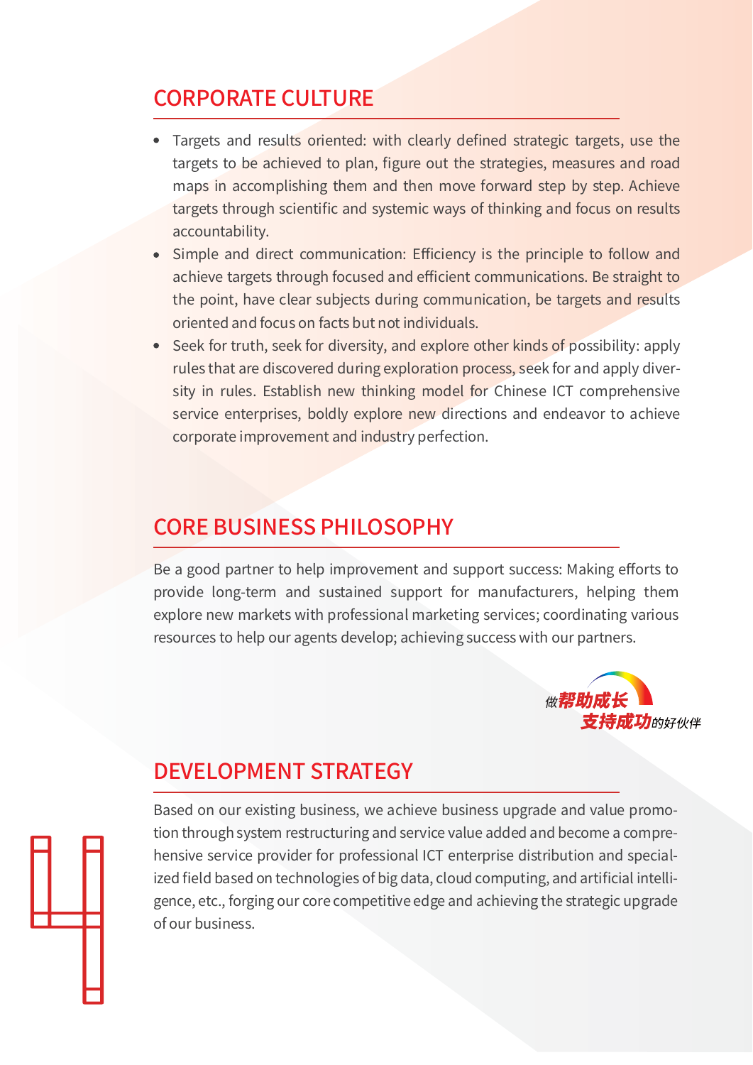## CORPORATE CULTURE

- Targets and results oriented: with clearly defined strategic targets, use the targets to be achieved to plan, figure out the strategies, measures and road maps in accomplishing them and then move forward step by step. Achieve targets through scientific and systemic ways of thinking and focus on results accountability.
- Simple and direct communication: Efficiency is the principle to follow and achieve targets through focused and efficient communications. Be straight to the point, have clear subjects during communication, be targets and results oriented and focus on facts but not individuals.
- Seek for truth, seek for diversity, and explore other kinds of possibility: apply rules that are discovered during exploration process, seek for and apply diversity in rules. Establish new thinking model for Chinese ICT comprehensive service enterprises, boldly explore new directions and endeavor to achieve corporate improvement and industry perfection.

## CORE BUSINESS PHILOSOPHY

Be a good partner to help improvement and support success: Making efforts to provide long-term and sustained support for manufacturers, helping them explore new markets with professional marketing services; coordinating various resources to help our agents develop; achieving success with our partners.

做帮助成长
支持成功的好伙伴

## DEVELOPMENT STRATEGY

Based on our existing business, we achieve business upgrade and value promotion through system restructuring and service value added and become a comprehensive service provider for professional ICT enterprise distribution and specialized field based on technologies of big data, cloud computing, and artificial intelligence, etc., forging our core competitive edge and achieving the strategic upgrade of our business.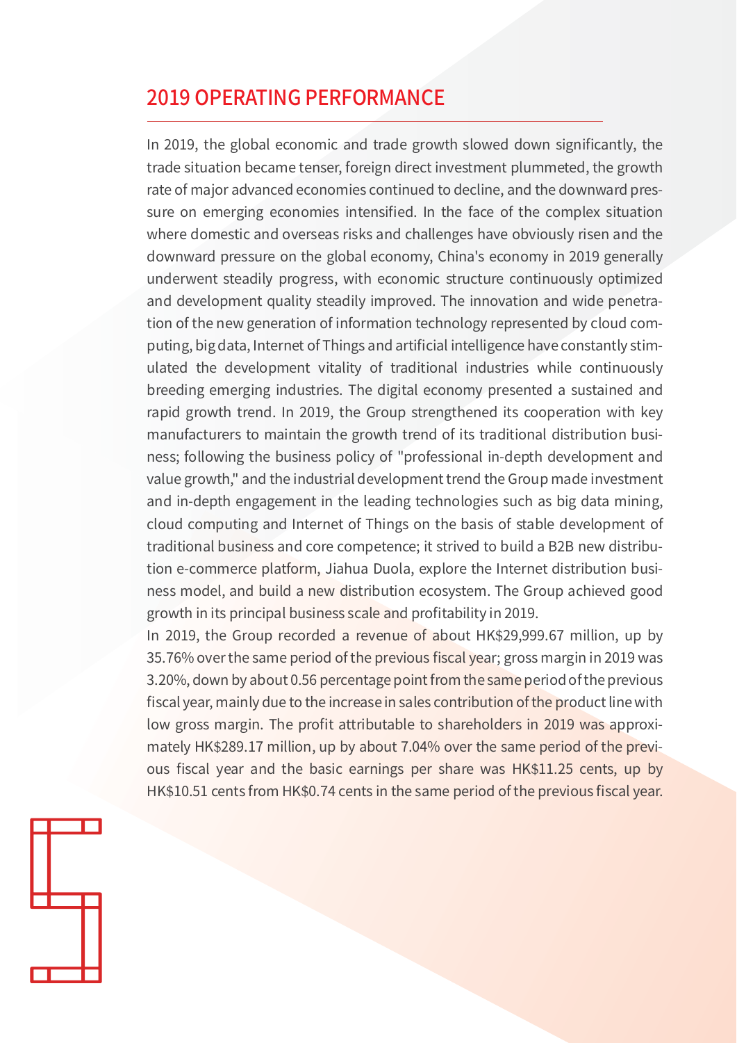## 2019 OPERATING PERFORMANCE

In 2019, the global economic and trade growth slowed down significantly, the trade situation became tenser, foreign direct investment plummeted, the growth rate of major advanced economies continued to decline, and the downward pressure on emerging economies intensified. In the face of the complex situation where domestic and overseas risks and challenges have obviously risen and the downward pressure on the global economy, China's economy in 2019 generally underwent steadily progress, with economic structure continuously optimized and development quality steadily improved. The innovation and wide penetration of the new generation of information technology represented by cloud computing, big data, Internet of Things and artificial intelligence have constantly stimulated the development vitality of traditional industries while continuously breeding emerging industries. The digital economy presented a sustained and rapid growth trend. In 2019, the Group strengthened its cooperation with key manufacturers to maintain the growth trend of its traditional distribution business; following the business policy of "professional in-depth development and value growth," and the industrial development trend the Group made investment and in-depth engagement in the leading technologies such as big data mining, cloud computing and Internet of Things on the basis of stable development of traditional business and core competence; it strived to build a B2B new distribution e-commerce platform, Jiahua Duola, explore the Internet distribution business model, and build a new distribution ecosystem. The Group achieved good growth in its principal business scale and profitability in 2019.

In 2019, the Group recorded a revenue of about HK$29,999.67 million, up by 35.76% over the same period of the previous fiscal year; gross margin in 2019 was 3.20%, down by about 0.56 percentage point from the same period of the previous fiscal year, mainly due to the increase in sales contribution of the product line with low gross margin. The profit attributable to shareholders in 2019 was approximately HK$289.17 million, up by about 7.04% over the same period of the previous fiscal year and the basic earnings per share was HK$11.25 cents, up by HK$10.51 cents from HK$0.74 cents in the same period of the previous fiscal year.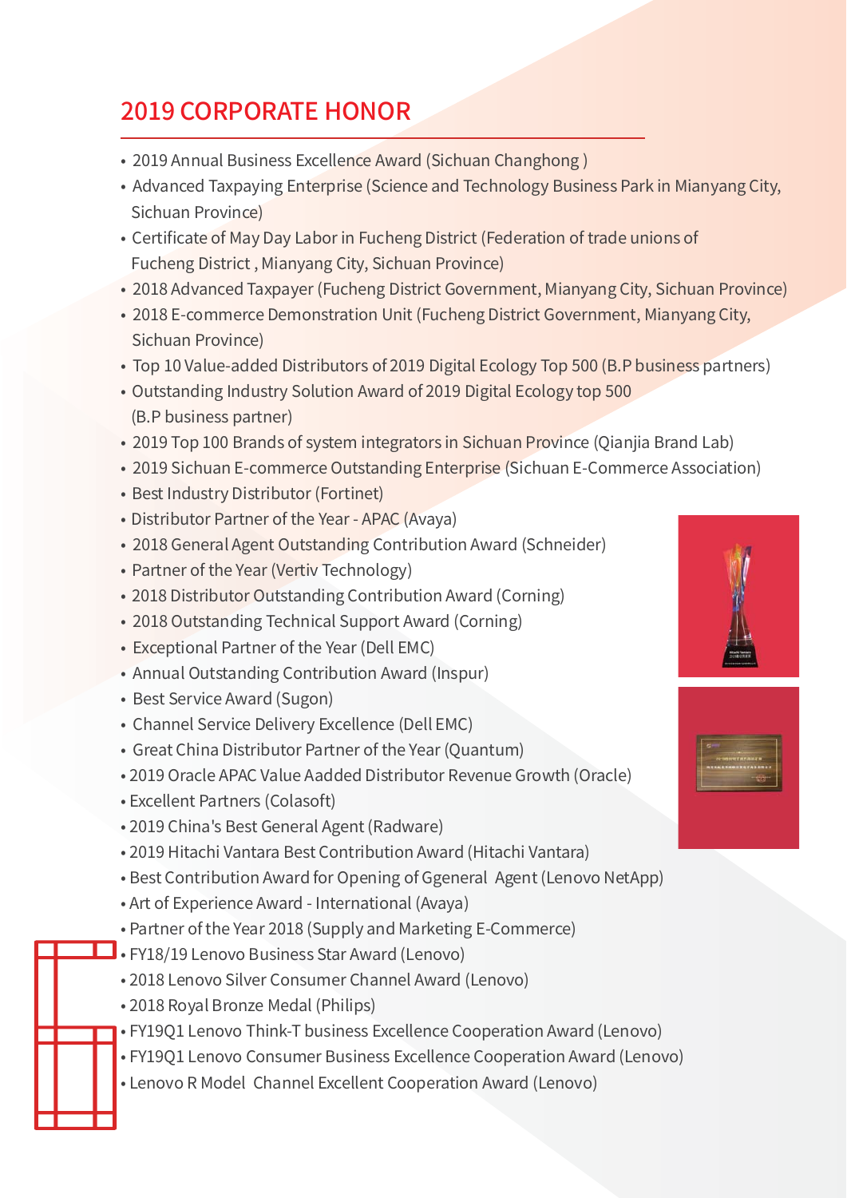# 2019 CORPORATE HONOR

- 2019 Annual Business Excellence Award (Sichuan Changhong )
- Advanced Taxpaying Enterprise (Science and Technology Business Park in Mianyang City, Sichuan Province)
- Certificate of May Day Labor in Fucheng District (Federation of trade unions of Fucheng District , Mianyang City, Sichuan Province)
- 2018 Advanced Taxpayer (Fucheng District Government, Mianyang City, Sichuan Province)
- 2018 E-commerce Demonstration Unit (Fucheng District Government, Mianyang City, Sichuan Province)
- Top 10 Value-added Distributors of 2019 Digital Ecology Top 500 (B.P business partners)
- Outstanding Industry Solution Award of 2019 Digital Ecology top 500 (B.P business partner)
- 2019 Top 100 Brands of system integrators in Sichuan Province (Qianjia Brand Lab)
- 2019 Sichuan E-commerce Outstanding Enterprise (Sichuan E-Commerce Association)
- Best Industry Distributor (Fortinet)
- Distributor Partner of the Year - APAC (Avaya)
- 2018 General Agent Outstanding Contribution Award (Schneider)
- Partner of the Year (Vertiv Technology)
- 2018 Distributor Outstanding Contribution Award (Corning)
- 2018 Outstanding Technical Support Award (Corning)
- Exceptional Partner of the Year (Dell EMC)
- Annual Outstanding Contribution Award (Inspur)
- Best Service Award (Sugon)
- Channel Service Delivery Excellence (Dell EMC)
- Great China Distributor Partner of the Year (Quantum)
- 2019 Oracle APAC Value Aadded Distributor Revenue Growth (Oracle)
- Excellent Partners (Colasoft)
- 2019 China's Best General Agent (Radware)
- 2019 Hitachi Vantara Best Contribution Award (Hitachi Vantara)
- Best Contribution Award for Opening of Ggeneral Agent (Lenovo NetApp)
- Art of Experience Award - International (Avaya)
- Partner of the Year 2018 (Supply and Marketing E-Commerce)
- FY18/19 Lenovo Business Star Award (Lenovo)
- 2018 Lenovo Silver Consumer Channel Award (Lenovo)
- 2018 Royal Bronze Medal (Philips)
- FY19Q1 Lenovo Think-T business Excellence Cooperation Award (Lenovo)
- FY19Q1 Lenovo Consumer Business Excellence Cooperation Award (Lenovo)
- Lenovo R Model Channel Excellent Cooperation Award (Lenovo)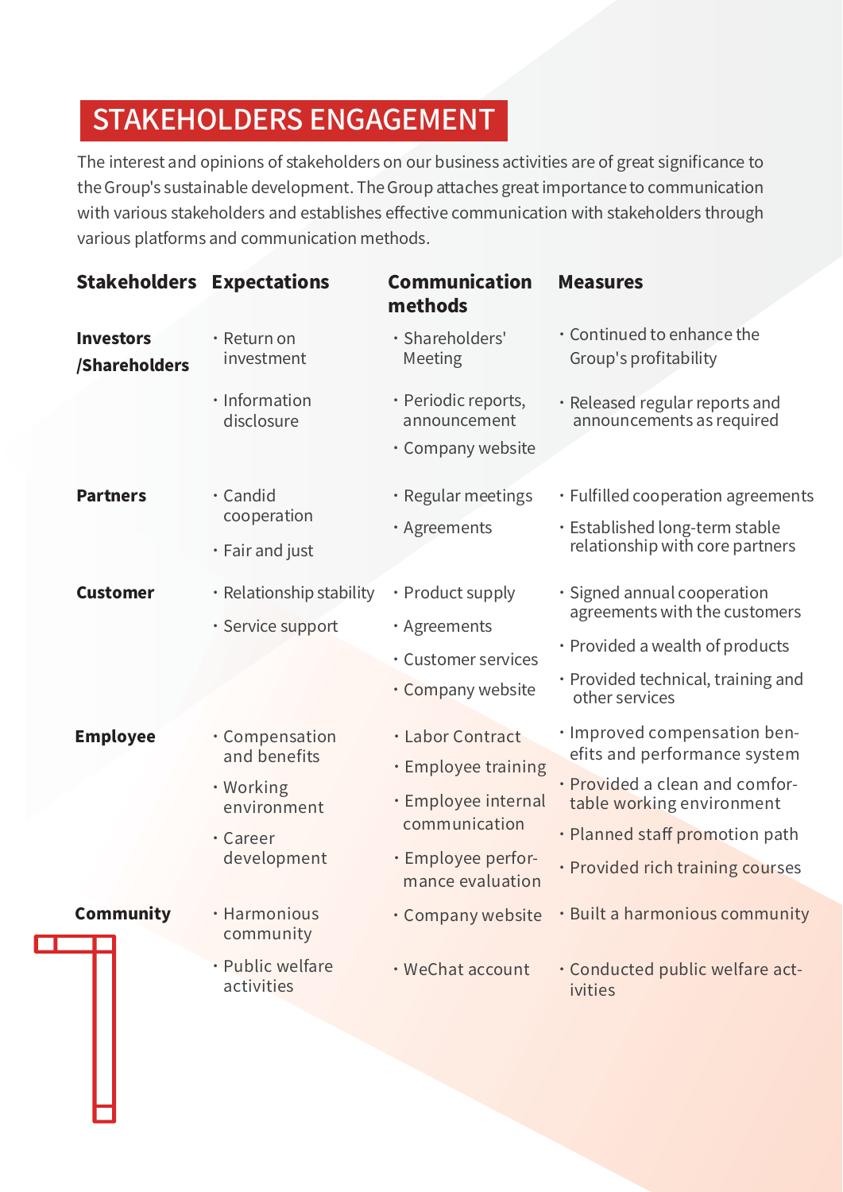# STAKEHOLDERS ENGAGEMENT

The interest and opinions of stakeholders on our business activities are of great significance to the Group's sustainable development. The Group attaches great importance to communication with various stakeholders and establishes effective communication with stakeholders through various platforms and communication methods.

| Stakeholders | Expectations | Communication methods | Measures |
|---|---|---|---|
| **Investors /Shareholders** | · Return on investment<br>· Information disclosure | · Shareholders' Meeting<br>· Periodic reports, announcement<br>· Company website | · Continued to enhance the Group's profitability<br>· Released regular reports and announcements as required |
| **Partners** | · Candid cooperation<br>· Fair and just | · Regular meetings<br>· Agreements | · Fulfilled cooperation agreements<br>· Established long-term stable relationship with core partners |
| **Customer** | · Relationship stability<br>· Service support | · Product supply<br>· Agreements<br>· Customer services<br>· Company website | · Signed annual cooperation agreements with the customers<br>· Provided a wealth of products<br>· Provided technical, training and other services |
| **Employee** | · Compensation and benefits<br>· Working environment<br>· Career development | · Labor Contract<br>· Employee training<br>· Employee internal communication<br>· Employee performance evaluation | · Improved compensation benefits and performance system<br>· Provided a clean and comfortable working environment<br>· Planned staff promotion path<br>· Provided rich training courses |
| **Community** | · Harmonious community<br>· Public welfare activities | · Company website<br>· WeChat account | · Built a harmonious community<br>· Conducted public welfare activities |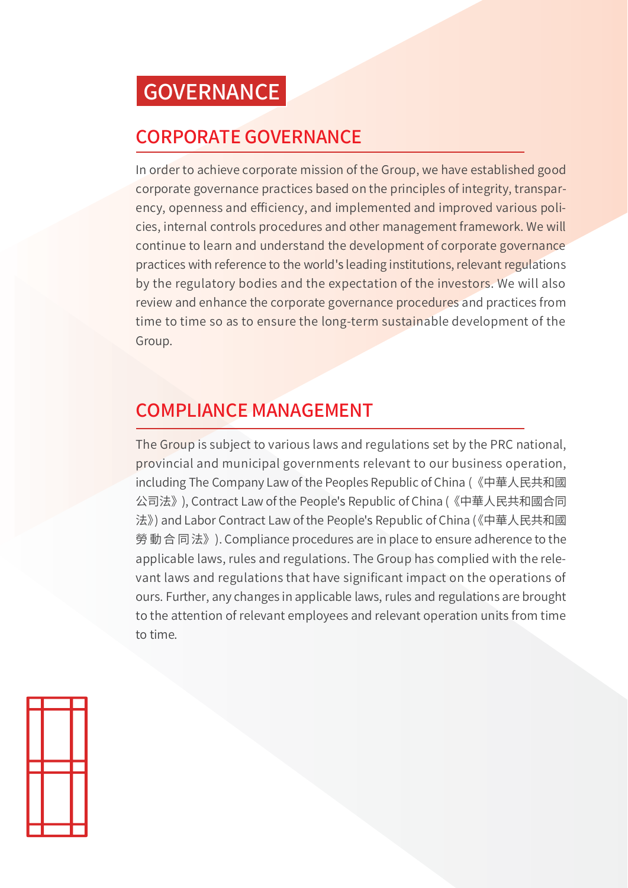# GOVERNANCE

## CORPORATE GOVERNANCE

In order to achieve corporate mission of the Group, we have established good corporate governance practices based on the principles of integrity, transparency, openness and efficiency, and implemented and improved various policies, internal controls procedures and other management framework. We will continue to learn and understand the development of corporate governance practices with reference to the world's leading institutions, relevant regulations by the regulatory bodies and the expectation of the investors. We will also review and enhance the corporate governance procedures and practices from time to time so as to ensure the long-term sustainable development of the Group.

## COMPLIANCE MANAGEMENT

The Group is subject to various laws and regulations set by the PRC national, provincial and municipal governments relevant to our business operation, including The Company Law of the Peoples Republic of China (《中華人民共和國公司法》), Contract Law of the People's Republic of China (《中華人民共和國合同法》) and Labor Contract Law of the People's Republic of China (《中華人民共和國勞動合同法》). Compliance procedures are in place to ensure adherence to the applicable laws, rules and regulations. The Group has complied with the relevant laws and regulations that have significant impact on the operations of ours. Further, any changes in applicable laws, rules and regulations are brought to the attention of relevant employees and relevant operation units from time to time.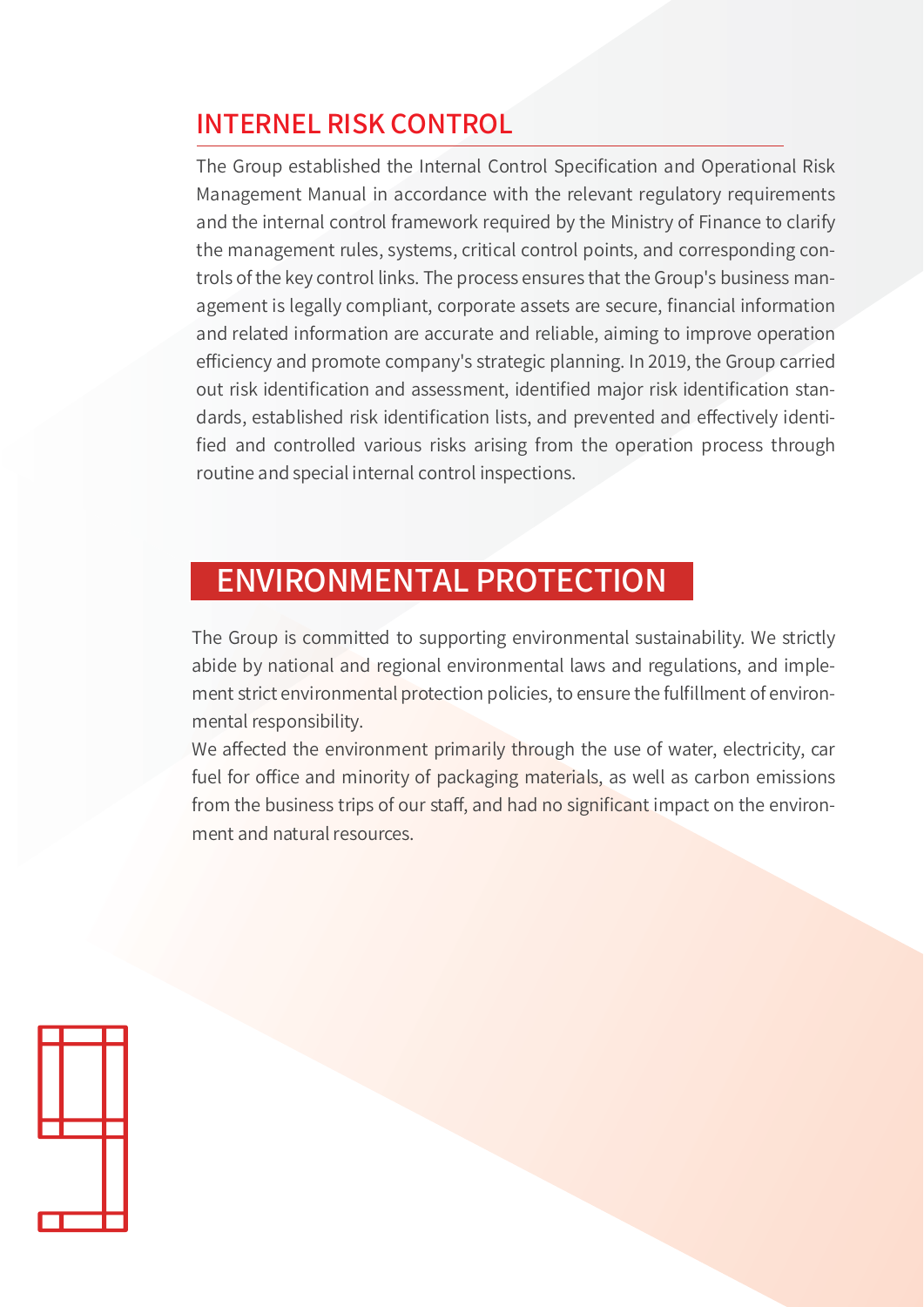## INTERNEL RISK CONTROL

The Group established the Internal Control Specification and Operational Risk Management Manual in accordance with the relevant regulatory requirements and the internal control framework required by the Ministry of Finance to clarify the management rules, systems, critical control points, and corresponding controls of the key control links. The process ensures that the Group's business management is legally compliant, corporate assets are secure, financial information and related information are accurate and reliable, aiming to improve operation efficiency and promote company's strategic planning. In 2019, the Group carried out risk identification and assessment, identified major risk identification standards, established risk identification lists, and prevented and effectively identified and controlled various risks arising from the operation process through routine and special internal control inspections.

# ENVIRONMENTAL PROTECTION

The Group is committed to supporting environmental sustainability. We strictly abide by national and regional environmental laws and regulations, and implement strict environmental protection policies, to ensure the fulfillment of environmental responsibility.

We affected the environment primarily through the use of water, electricity, car fuel for office and minority of packaging materials, as well as carbon emissions from the business trips of our staff, and had no significant impact on the environment and natural resources.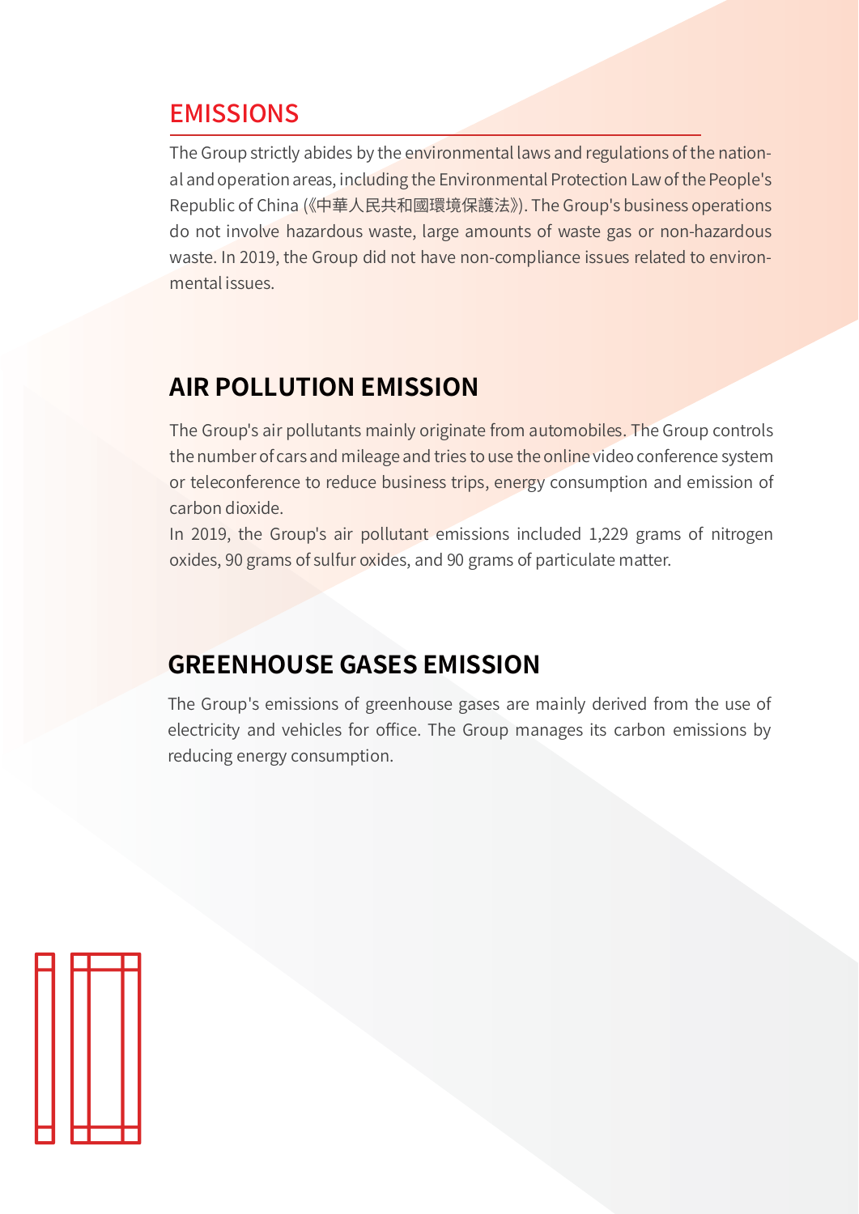## EMISSIONS

The Group strictly abides by the environmental laws and regulations of the national and operation areas, including the Environmental Protection Law of the People's Republic of China (《中華人民共和國環境保護法》). The Group's business operations do not involve hazardous waste, large amounts of waste gas or non-hazardous waste. In 2019, the Group did not have non-compliance issues related to environmental issues.

## AIR POLLUTION EMISSION

The Group's air pollutants mainly originate from automobiles. The Group controls the number of cars and mileage and tries to use the online video conference system or teleconference to reduce business trips, energy consumption and emission of carbon dioxide.

In 2019, the Group's air pollutant emissions included 1,229 grams of nitrogen oxides, 90 grams of sulfur oxides, and 90 grams of particulate matter.

## GREENHOUSE GASES EMISSION

The Group's emissions of greenhouse gases are mainly derived from the use of electricity and vehicles for office. The Group manages its carbon emissions by reducing energy consumption.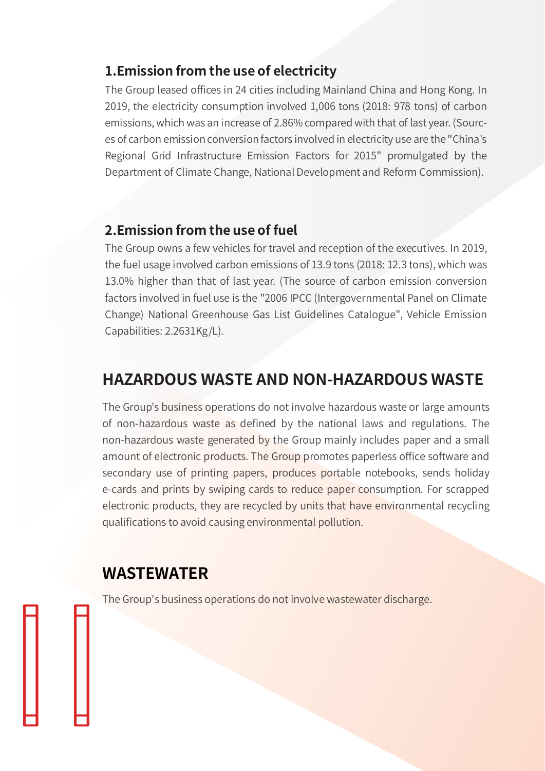### 1.Emission from the use of electricity

The Group leased offices in 24 cities including Mainland China and Hong Kong. In 2019, the electricity consumption involved 1,006 tons (2018: 978 tons) of carbon emissions, which was an increase of 2.86% compared with that of last year. (Sources of carbon emission conversion factors involved in electricity use are the "China's Regional Grid Infrastructure Emission Factors for 2015" promulgated by the Department of Climate Change, National Development and Reform Commission).

### 2.Emission from the use of fuel

The Group owns a few vehicles for travel and reception of the executives. In 2019, the fuel usage involved carbon emissions of 13.9 tons (2018: 12.3 tons), which was 13.0% higher than that of last year. (The source of carbon emission conversion factors involved in fuel use is the "2006 IPCC (Intergovernmental Panel on Climate Change) National Greenhouse Gas List Guidelines Catalogue", Vehicle Emission Capabilities: 2.2631Kg/L).

## HAZARDOUS WASTE AND NON-HAZARDOUS WASTE

The Group's business operations do not involve hazardous waste or large amounts of non-hazardous waste as defined by the national laws and regulations. The non-hazardous waste generated by the Group mainly includes paper and a small amount of electronic products. The Group promotes paperless office software and secondary use of printing papers, produces portable notebooks, sends holiday e-cards and prints by swiping cards to reduce paper consumption. For scrapped electronic products, they are recycled by units that have environmental recycling qualifications to avoid causing environmental pollution.

## WASTEWATER

The Group's business operations do not involve wastewater discharge.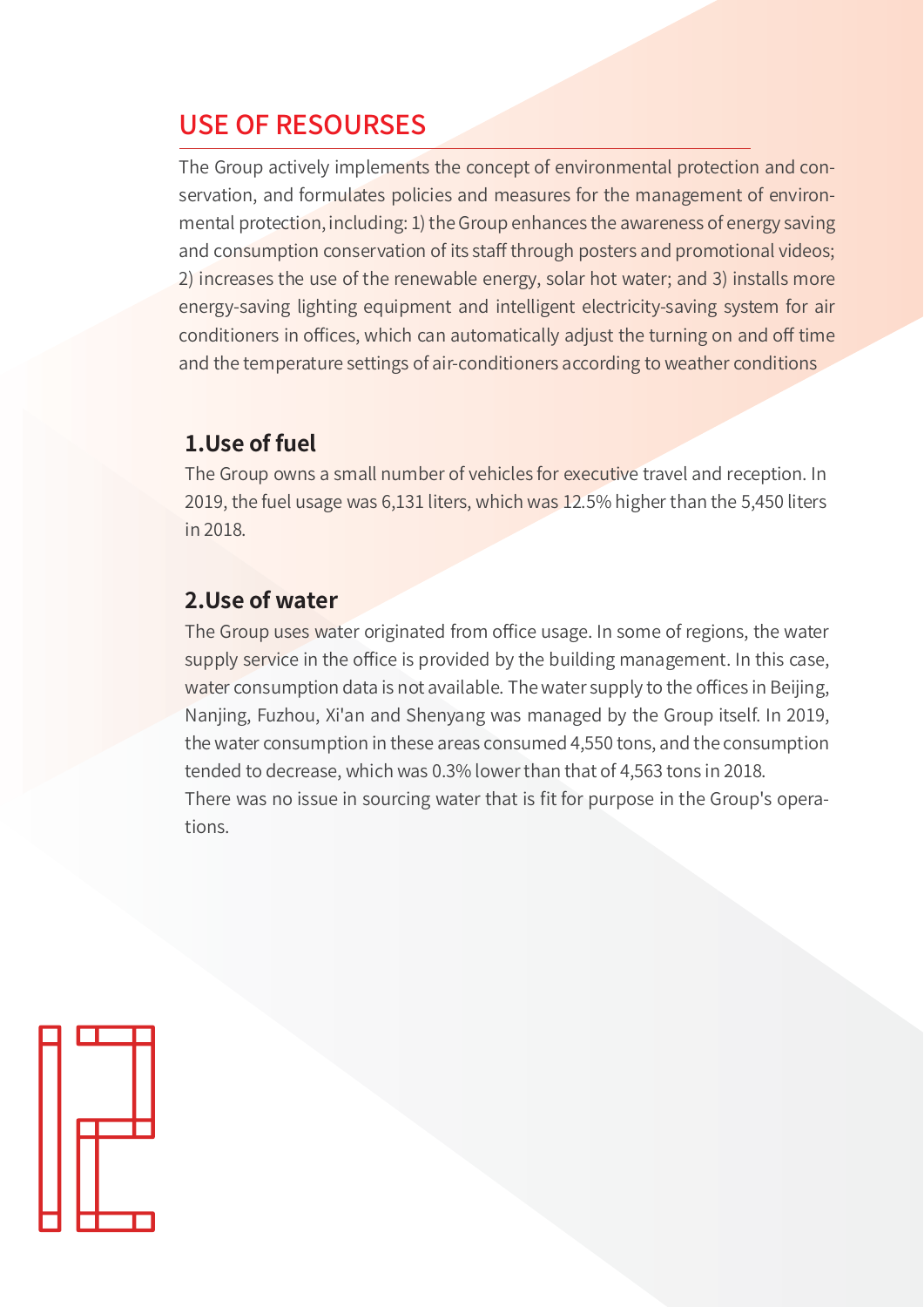## USE OF RESOURSES

The Group actively implements the concept of environmental protection and conservation, and formulates policies and measures for the management of environmental protection, including: 1) the Group enhances the awareness of energy saving and consumption conservation of its staff through posters and promotional videos; 2) increases the use of the renewable energy, solar hot water; and 3) installs more energy-saving lighting equipment and intelligent electricity-saving system for air conditioners in offices, which can automatically adjust the turning on and off time and the temperature settings of air-conditioners according to weather conditions

### 1.Use of fuel

The Group owns a small number of vehicles for executive travel and reception. In 2019, the fuel usage was 6,131 liters, which was 12.5% higher than the 5,450 liters in 2018.

### 2.Use of water

The Group uses water originated from office usage. In some of regions, the water supply service in the office is provided by the building management. In this case, water consumption data is not available. The water supply to the offices in Beijing, Nanjing, Fuzhou, Xi'an and Shenyang was managed by the Group itself. In 2019, the water consumption in these areas consumed 4,550 tons, and the consumption tended to decrease, which was 0.3% lower than that of 4,563 tons in 2018.

There was no issue in sourcing water that is fit for purpose in the Group's operations.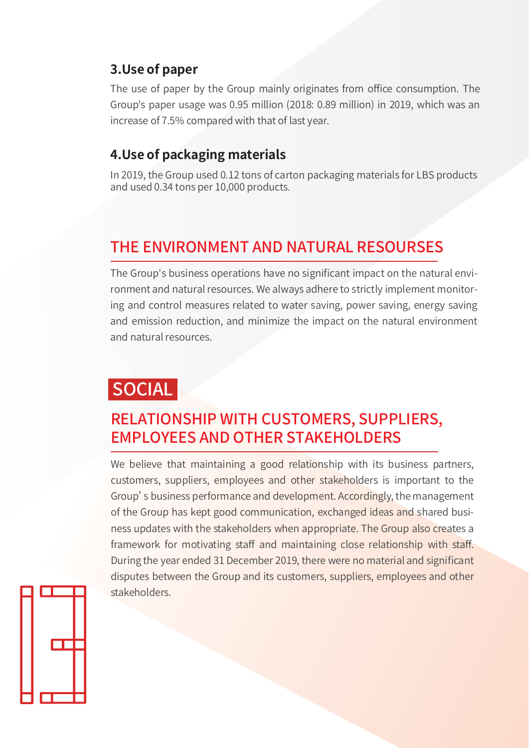### 3.Use of paper

The use of paper by the Group mainly originates from office consumption. The Group's paper usage was 0.95 million (2018: 0.89 million) in 2019, which was an increase of 7.5% compared with that of last year.

### 4.Use of packaging materials

In 2019, the Group used 0.12 tons of carton packaging materials for LBS products and used 0.34 tons per 10,000 products.

## THE ENVIRONMENT AND NATURAL RESOURSES

The Group's business operations have no significant impact on the natural environment and natural resources. We always adhere to strictly implement monitoring and control measures related to water saving, power saving, energy saving and emission reduction, and minimize the impact on the natural environment and natural resources.

# SOCIAL

## RELATIONSHIP WITH CUSTOMERS, SUPPLIERS, EMPLOYEES AND OTHER STAKEHOLDERS

We believe that maintaining a good relationship with its business partners, customers, suppliers, employees and other stakeholders is important to the Group' s business performance and development. Accordingly, the management of the Group has kept good communication, exchanged ideas and shared business updates with the stakeholders when appropriate. The Group also creates a framework for motivating staff and maintaining close relationship with staff. During the year ended 31 December 2019, there were no material and significant disputes between the Group and its customers, suppliers, employees and other stakeholders.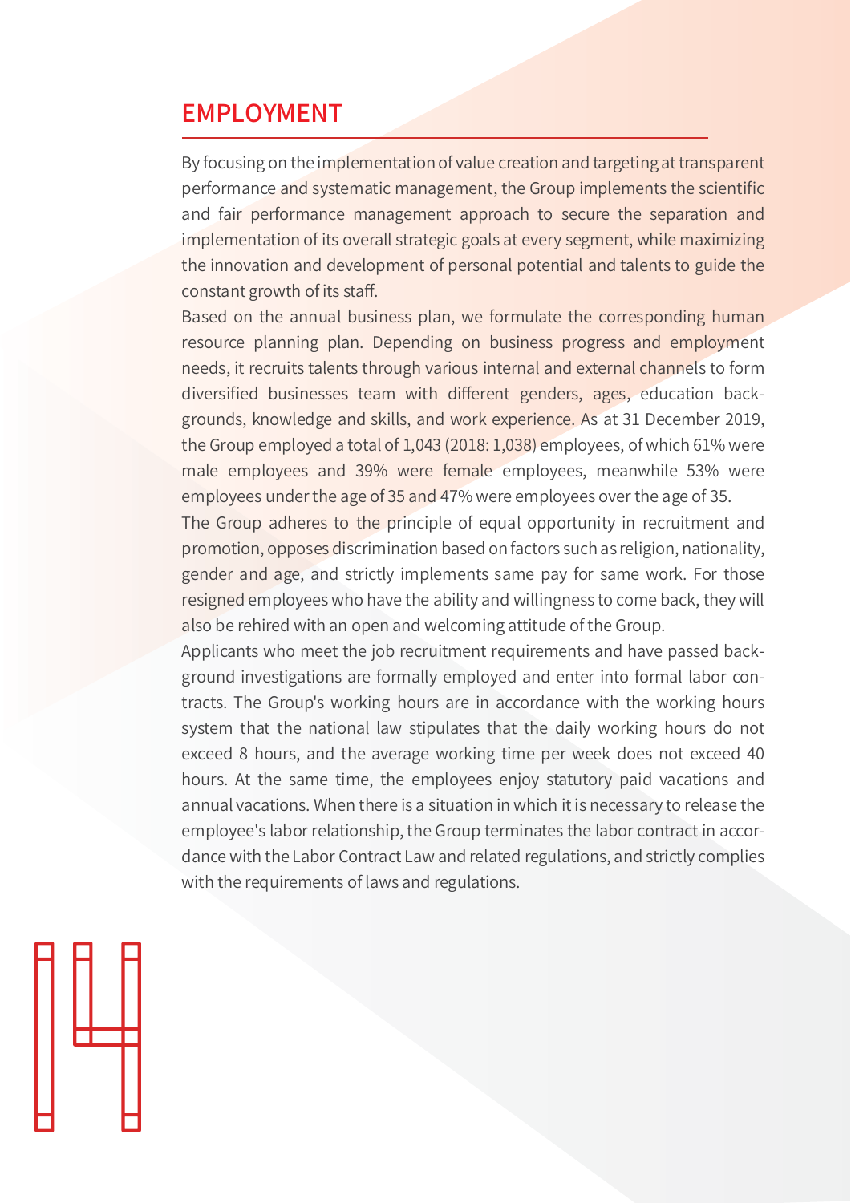## EMPLOYMENT

By focusing on the implementation of value creation and targeting at transparent performance and systematic management, the Group implements the scientific and fair performance management approach to secure the separation and implementation of its overall strategic goals at every segment, while maximizing the innovation and development of personal potential and talents to guide the constant growth of its staff.

Based on the annual business plan, we formulate the corresponding human resource planning plan. Depending on business progress and employment needs, it recruits talents through various internal and external channels to form diversified businesses team with different genders, ages, education backgrounds, knowledge and skills, and work experience. As at 31 December 2019, the Group employed a total of 1,043 (2018: 1,038) employees, of which 61% were male employees and 39% were female employees, meanwhile 53% were employees under the age of 35 and 47% were employees over the age of 35.

The Group adheres to the principle of equal opportunity in recruitment and promotion, opposes discrimination based on factors such as religion, nationality, gender and age, and strictly implements same pay for same work. For those resigned employees who have the ability and willingness to come back, they will also be rehired with an open and welcoming attitude of the Group.

Applicants who meet the job recruitment requirements and have passed background investigations are formally employed and enter into formal labor contracts. The Group's working hours are in accordance with the working hours system that the national law stipulates that the daily working hours do not exceed 8 hours, and the average working time per week does not exceed 40 hours. At the same time, the employees enjoy statutory paid vacations and annual vacations. When there is a situation in which it is necessary to release the employee's labor relationship, the Group terminates the labor contract in accordance with the Labor Contract Law and related regulations, and strictly complies with the requirements of laws and regulations.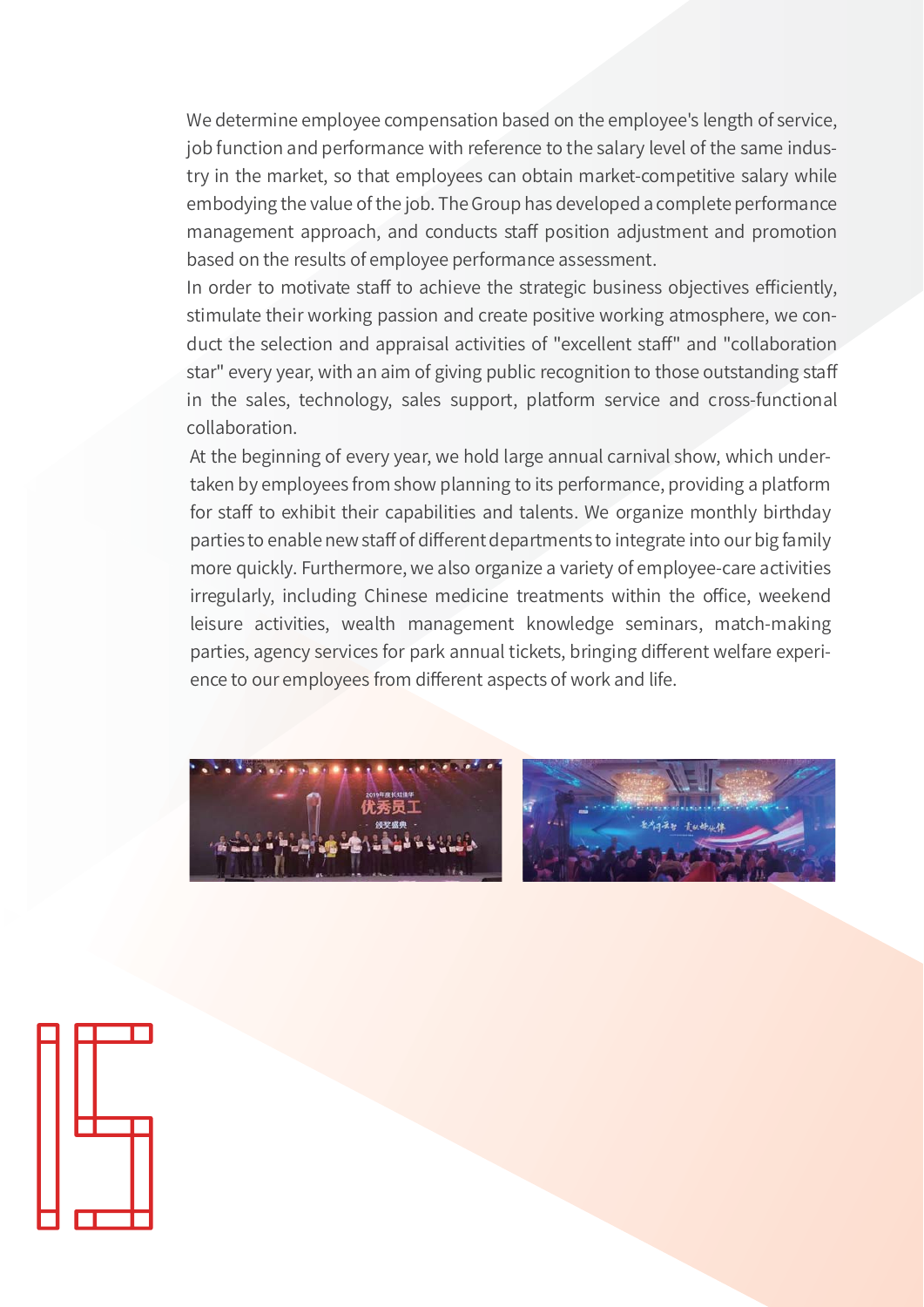We determine employee compensation based on the employee's length of service, job function and performance with reference to the salary level of the same industry in the market, so that employees can obtain market-competitive salary while embodying the value of the job. The Group has developed a complete performance management approach, and conducts staff position adjustment and promotion based on the results of employee performance assessment.

In order to motivate staff to achieve the strategic business objectives efficiently, stimulate their working passion and create positive working atmosphere, we conduct the selection and appraisal activities of "excellent staff" and "collaboration star" every year, with an aim of giving public recognition to those outstanding staff in the sales, technology, sales support, platform service and cross-functional collaboration.

At the beginning of every year, we hold large annual carnival show, which undertaken by employees from show planning to its performance, providing a platform for staff to exhibit their capabilities and talents. We organize monthly birthday parties to enable new staff of different departments to integrate into our big family more quickly. Furthermore, we also organize a variety of employee-care activities irregularly, including Chinese medicine treatments within the office, weekend leisure activities, wealth management knowledge seminars, match-making parties, agency services for park annual tickets, bringing different welfare experience to our employees from different aspects of work and life.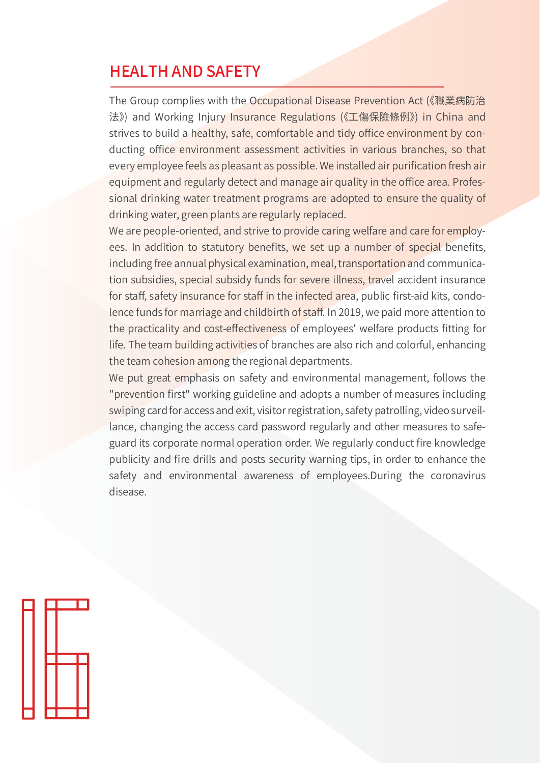## HEALTH AND SAFETY

The Group complies with the Occupational Disease Prevention Act (《職業病防治法》) and Working Injury Insurance Regulations (《工傷保險條例》) in China and strives to build a healthy, safe, comfortable and tidy office environment by conducting office environment assessment activities in various branches, so that every employee feels as pleasant as possible. We installed air purification fresh air equipment and regularly detect and manage air quality in the office area. Professional drinking water treatment programs are adopted to ensure the quality of drinking water, green plants are regularly replaced.

We are people-oriented, and strive to provide caring welfare and care for employees. In addition to statutory benefits, we set up a number of special benefits, including free annual physical examination, meal, transportation and communication subsidies, special subsidy funds for severe illness, travel accident insurance for staff, safety insurance for staff in the infected area, public first-aid kits, condolence funds for marriage and childbirth of staff. In 2019, we paid more attention to the practicality and cost-effectiveness of employees' welfare products fitting for life. The team building activities of branches are also rich and colorful, enhancing the team cohesion among the regional departments.

We put great emphasis on safety and environmental management, follows the "prevention first" working guideline and adopts a number of measures including swiping card for access and exit, visitor registration, safety patrolling, video surveillance, changing the access card password regularly and other measures to safeguard its corporate normal operation order. We regularly conduct fire knowledge publicity and fire drills and posts security warning tips, in order to enhance the safety and environmental awareness of employees.During the coronavirus disease.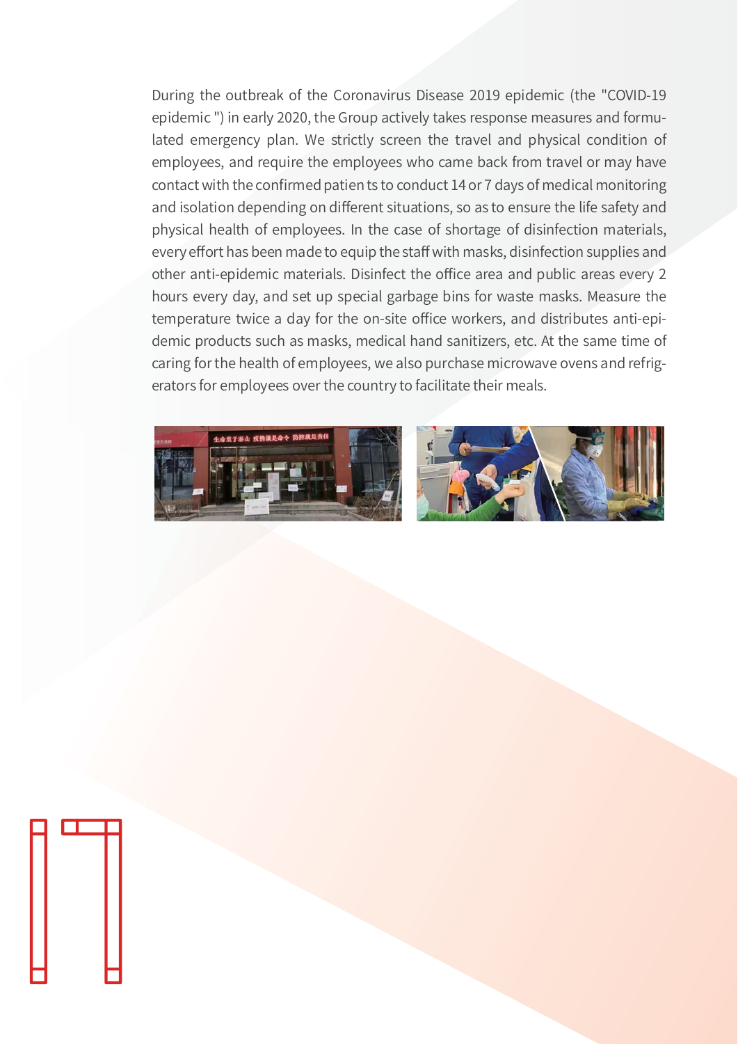During the outbreak of the Coronavirus Disease 2019 epidemic (the "COVID-19 epidemic ") in early 2020, the Group actively takes response measures and formulated emergency plan. We strictly screen the travel and physical condition of employees, and require the employees who came back from travel or may have contact with the confirmed patien ts to conduct 14 or 7 days of medical monitoring and isolation depending on different situations, so as to ensure the life safety and physical health of employees. In the case of shortage of disinfection materials, every effort has been made to equip the staff with masks, disinfection supplies and other anti-epidemic materials. Disinfect the office area and public areas every 2 hours every day, and set up special garbage bins for waste masks. Measure the temperature twice a day for the on-site office workers, and distributes anti-epidemic products such as masks, medical hand sanitizers, etc. At the same time of caring for the health of employees, we also purchase microwave ovens and refrigerators for employees over the country to facilitate their meals.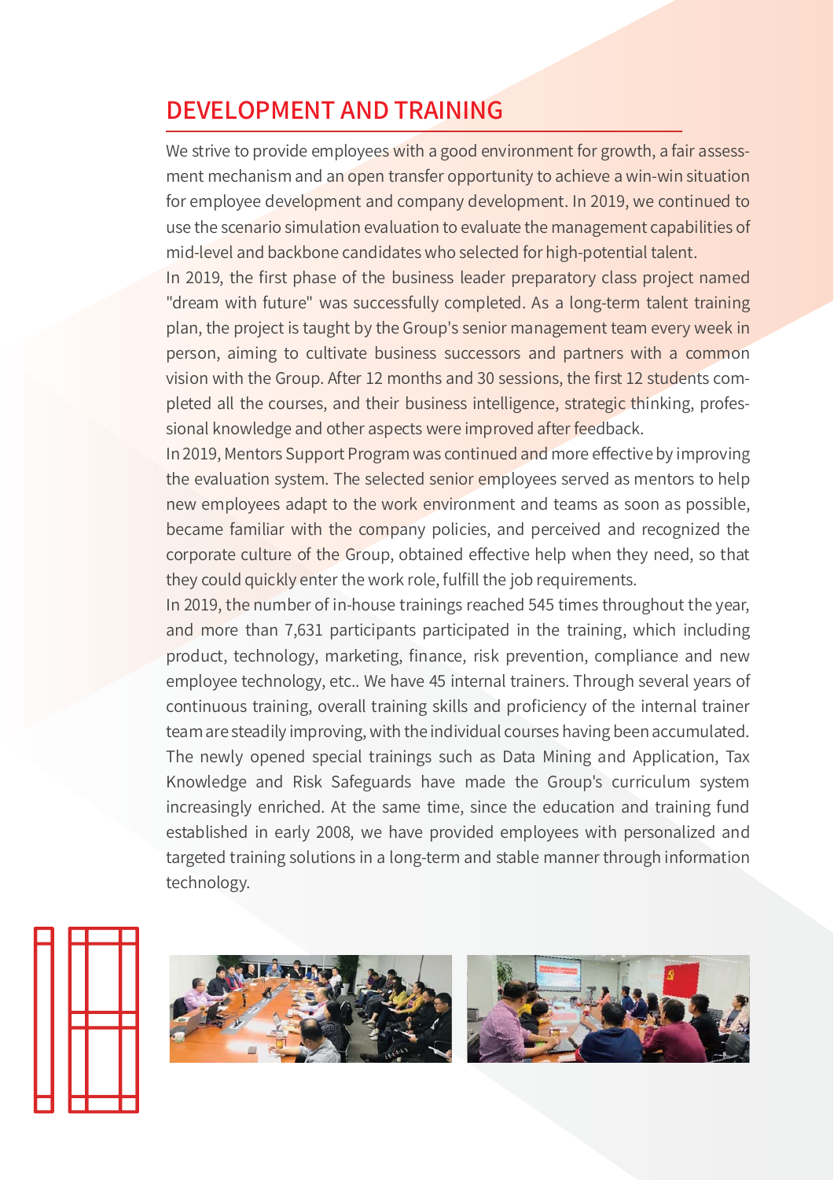## DEVELOPMENT AND TRAINING

We strive to provide employees with a good environment for growth, a fair assessment mechanism and an open transfer opportunity to achieve a win-win situation for employee development and company development. In 2019, we continued to use the scenario simulation evaluation to evaluate the management capabilities of mid-level and backbone candidates who selected for high-potential talent.

In 2019, the first phase of the business leader preparatory class project named "dream with future" was successfully completed. As a long-term talent training plan, the project is taught by the Group's senior management team every week in person, aiming to cultivate business successors and partners with a common vision with the Group. After 12 months and 30 sessions, the first 12 students completed all the courses, and their business intelligence, strategic thinking, professional knowledge and other aspects were improved after feedback.

In 2019, Mentors Support Program was continued and more effective by improving the evaluation system. The selected senior employees served as mentors to help new employees adapt to the work environment and teams as soon as possible, became familiar with the company policies, and perceived and recognized the corporate culture of the Group, obtained effective help when they need, so that they could quickly enter the work role, fulfill the job requirements.

In 2019, the number of in-house trainings reached 545 times throughout the year, and more than 7,631 participants participated in the training, which including product, technology, marketing, finance, risk prevention, compliance and new employee technology, etc.. We have 45 internal trainers. Through several years of continuous training, overall training skills and proficiency of the internal trainer team are steadily improving, with the individual courses having been accumulated. The newly opened special trainings such as Data Mining and Application, Tax Knowledge and Risk Safeguards have made the Group's curriculum system increasingly enriched. At the same time, since the education and training fund established in early 2008, we have provided employees with personalized and targeted training solutions in a long-term and stable manner through information technology.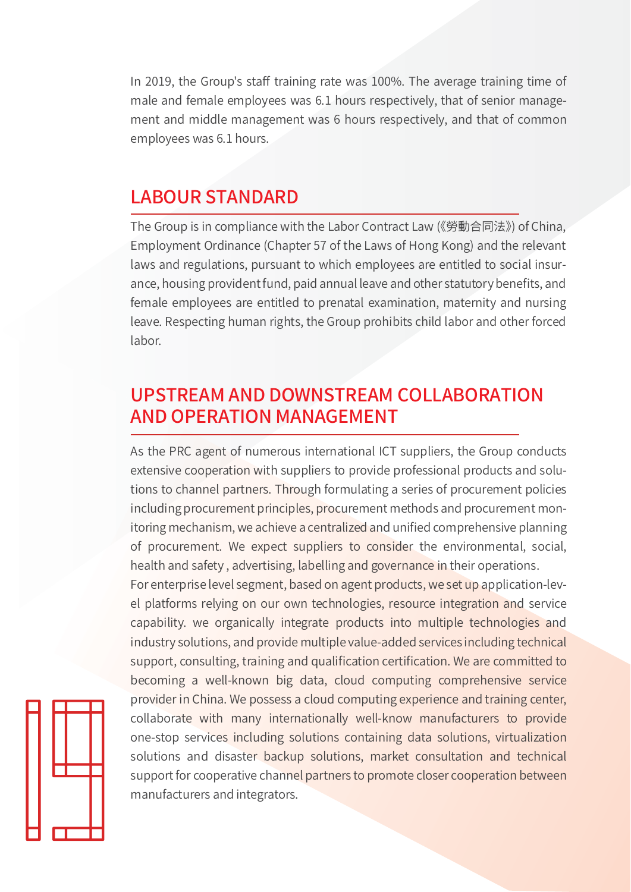In 2019, the Group's staff training rate was 100%. The average training time of male and female employees was 6.1 hours respectively, that of senior management and middle management was 6 hours respectively, and that of common employees was 6.1 hours.

## LABOUR STANDARD

The Group is in compliance with the Labor Contract Law (《勞動合同法》) of China, Employment Ordinance (Chapter 57 of the Laws of Hong Kong) and the relevant laws and regulations, pursuant to which employees are entitled to social insurance, housing provident fund, paid annual leave and other statutory benefits, and female employees are entitled to prenatal examination, maternity and nursing leave. Respecting human rights, the Group prohibits child labor and other forced labor.

## UPSTREAM AND DOWNSTREAM COLLABORATION AND OPERATION MANAGEMENT

As the PRC agent of numerous international ICT suppliers, the Group conducts extensive cooperation with suppliers to provide professional products and solutions to channel partners. Through formulating a series of procurement policies including procurement principles, procurement methods and procurement monitoring mechanism, we achieve a centralized and unified comprehensive planning of procurement. We expect suppliers to consider the environmental, social, health and safety , advertising, labelling and governance in their operations.

For enterprise level segment, based on agent products, we set up application-level platforms relying on our own technologies, resource integration and service capability. we organically integrate products into multiple technologies and industry solutions, and provide multiple value-added services including technical support, consulting, training and qualification certification. We are committed to becoming a well-known big data, cloud computing comprehensive service provider in China. We possess a cloud computing experience and training center, collaborate with many internationally well-know manufacturers to provide one-stop services including solutions containing data solutions, virtualization solutions and disaster backup solutions, market consultation and technical support for cooperative channel partners to promote closer cooperation between manufacturers and integrators.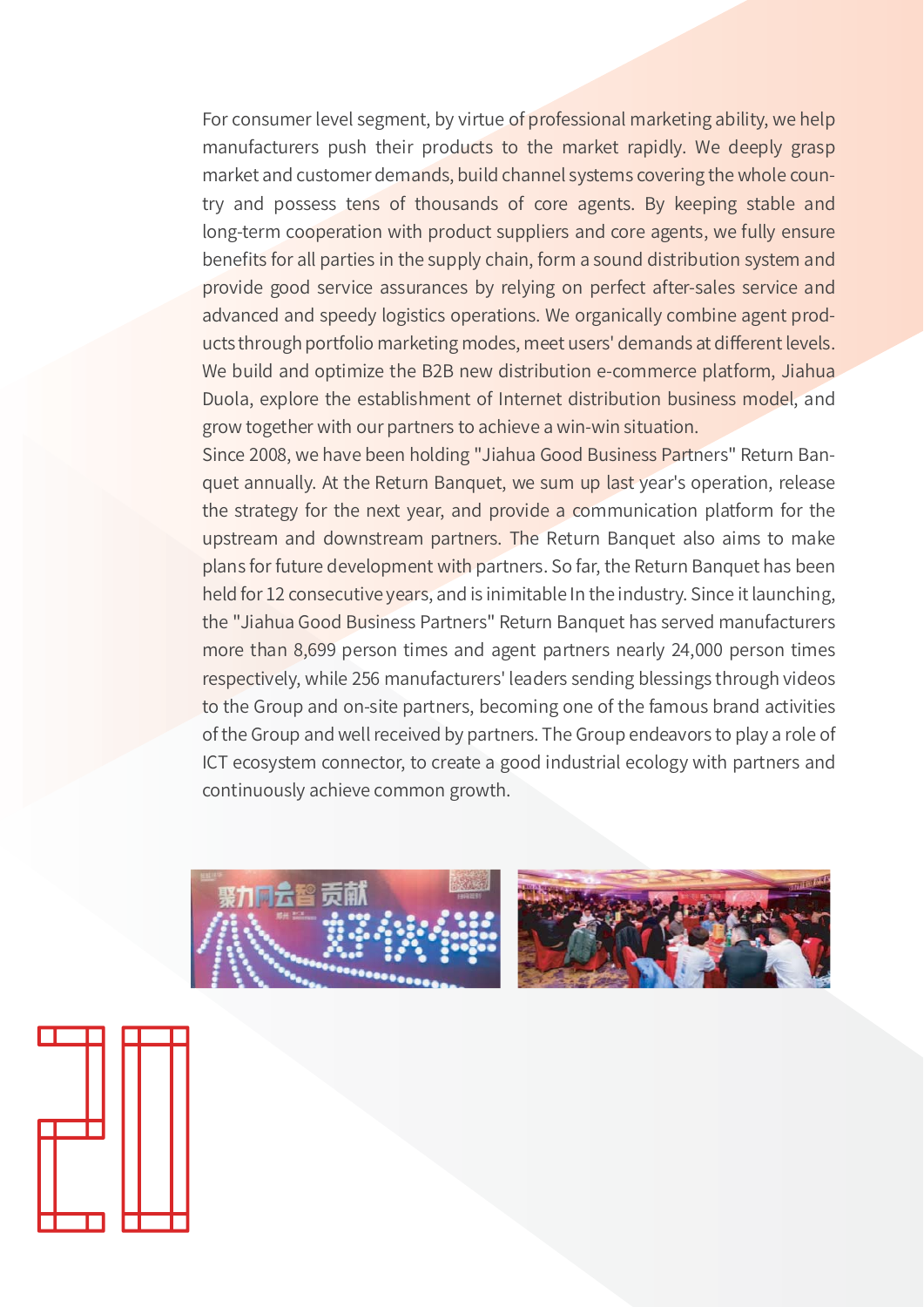For consumer level segment, by virtue of professional marketing ability, we help manufacturers push their products to the market rapidly. We deeply grasp market and customer demands, build channel systems covering the whole country and possess tens of thousands of core agents. By keeping stable and long-term cooperation with product suppliers and core agents, we fully ensure benefits for all parties in the supply chain, form a sound distribution system and provide good service assurances by relying on perfect after-sales service and advanced and speedy logistics operations. We organically combine agent products through portfolio marketing modes, meet users' demands at different levels. We build and optimize the B2B new distribution e-commerce platform, Jiahua Duola, explore the establishment of Internet distribution business model, and grow together with our partners to achieve a win-win situation.

Since 2008, we have been holding "Jiahua Good Business Partners" Return Banquet annually. At the Return Banquet, we sum up last year's operation, release the strategy for the next year, and provide a communication platform for the upstream and downstream partners. The Return Banquet also aims to make plans for future development with partners. So far, the Return Banquet has been held for 12 consecutive years, and is inimitable In the industry. Since it launching, the "Jiahua Good Business Partners" Return Banquet has served manufacturers more than 8,699 person times and agent partners nearly 24,000 person times respectively, while 256 manufacturers' leaders sending blessings through videos to the Group and on-site partners, becoming one of the famous brand activities of the Group and well received by partners. The Group endeavors to play a role of ICT ecosystem connector, to create a good industrial ecology with partners and continuously achieve common growth.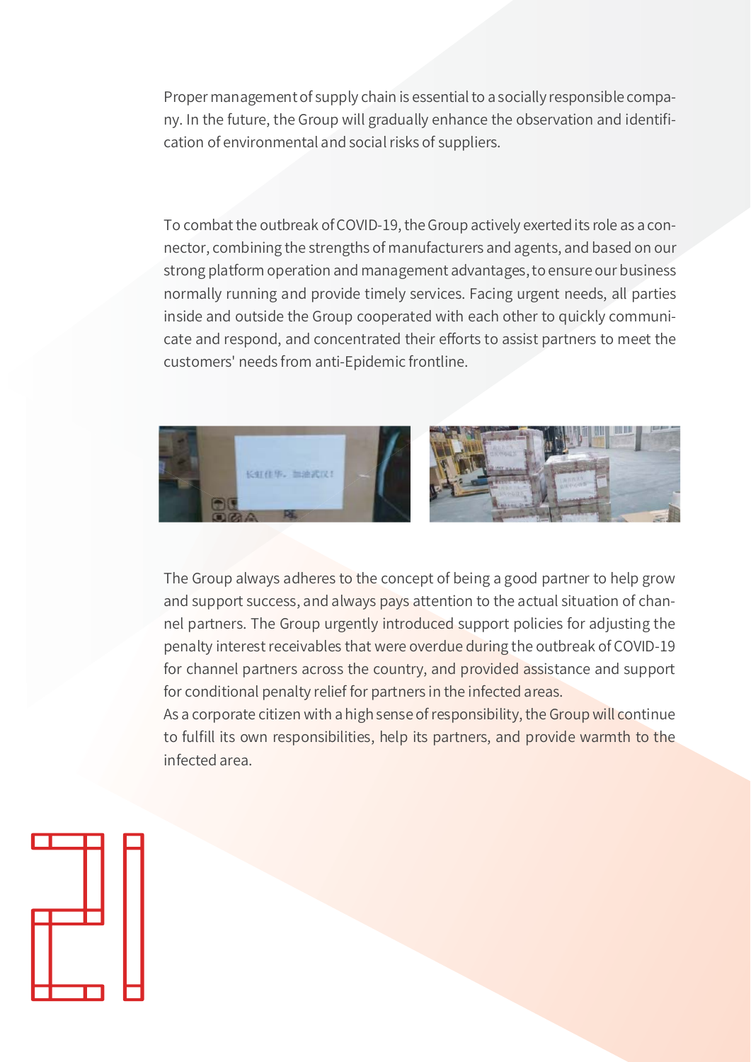Proper management of supply chain is essential to a socially responsible company. In the future, the Group will gradually enhance the observation and identification of environmental and social risks of suppliers.

To combat the outbreak of COVID-19, the Group actively exerted its role as a connector, combining the strengths of manufacturers and agents, and based on our strong platform operation and management advantages, to ensure our business normally running and provide timely services. Facing urgent needs, all parties inside and outside the Group cooperated with each other to quickly communicate and respond, and concentrated their efforts to assist partners to meet the customers' needs from anti-Epidemic frontline.

The Group always adheres to the concept of being a good partner to help grow and support success, and always pays attention to the actual situation of channel partners. The Group urgently introduced support policies for adjusting the penalty interest receivables that were overdue during the outbreak of COVID-19 for channel partners across the country, and provided assistance and support for conditional penalty relief for partners in the infected areas.

As a corporate citizen with a high sense of responsibility, the Group will continue to fulfill its own responsibilities, help its partners, and provide warmth to the infected area.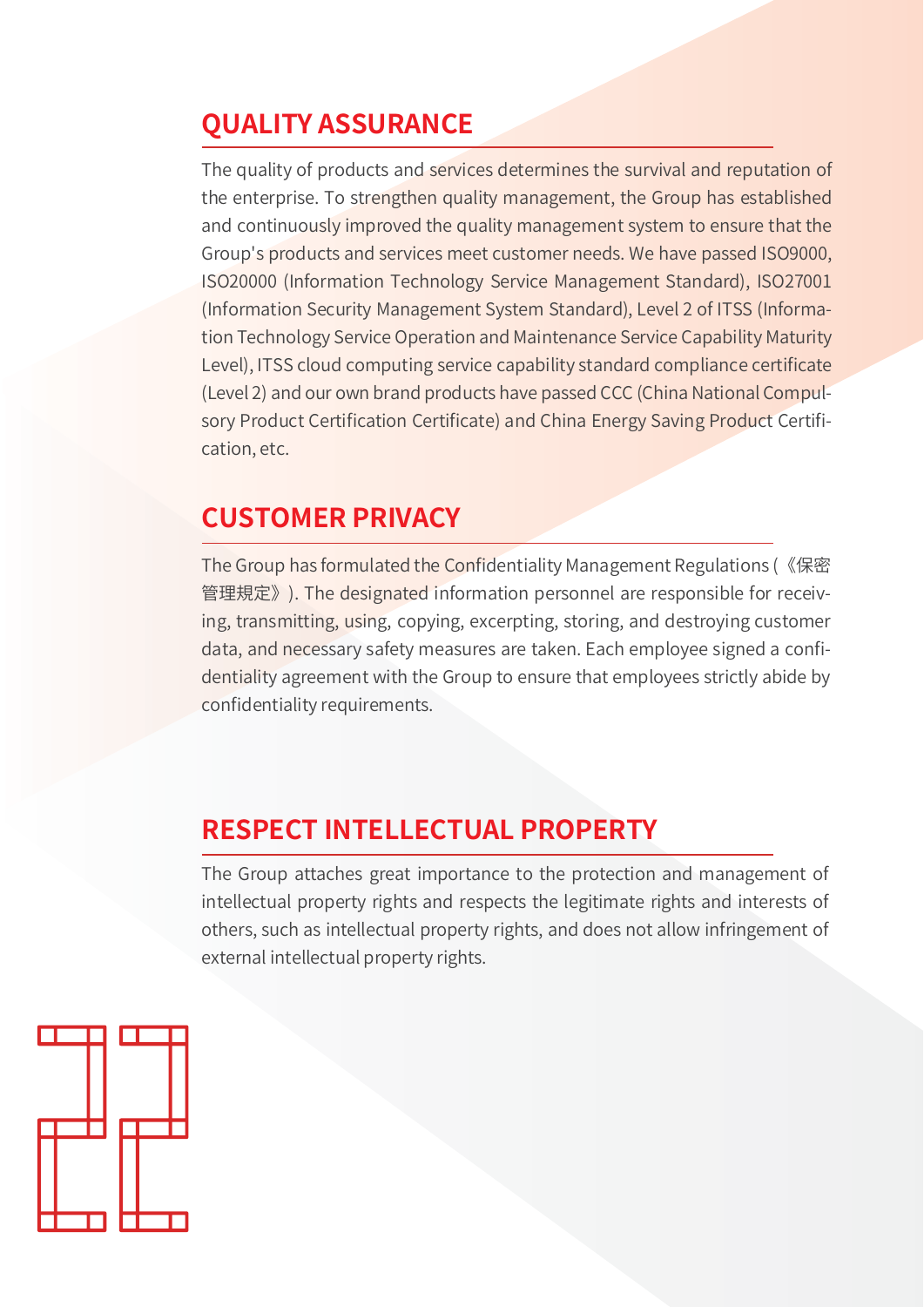## QUALITY ASSURANCE

The quality of products and services determines the survival and reputation of the enterprise. To strengthen quality management, the Group has established and continuously improved the quality management system to ensure that the Group's products and services meet customer needs. We have passed ISO9000, ISO20000 (Information Technology Service Management Standard), ISO27001 (Information Security Management System Standard), Level 2 of ITSS (Information Technology Service Operation and Maintenance Service Capability Maturity Level), ITSS cloud computing service capability standard compliance certificate (Level 2) and our own brand products have passed CCC (China National Compulsory Product Certification Certificate) and China Energy Saving Product Certification, etc.

## CUSTOMER PRIVACY

The Group has formulated the Confidentiality Management Regulations (《保密管理規定》). The designated information personnel are responsible for receiving, transmitting, using, copying, excerpting, storing, and destroying customer data, and necessary safety measures are taken. Each employee signed a confidentiality agreement with the Group to ensure that employees strictly abide by confidentiality requirements.

## RESPECT INTELLECTUAL PROPERTY

The Group attaches great importance to the protection and management of intellectual property rights and respects the legitimate rights and interests of others, such as intellectual property rights, and does not allow infringement of external intellectual property rights.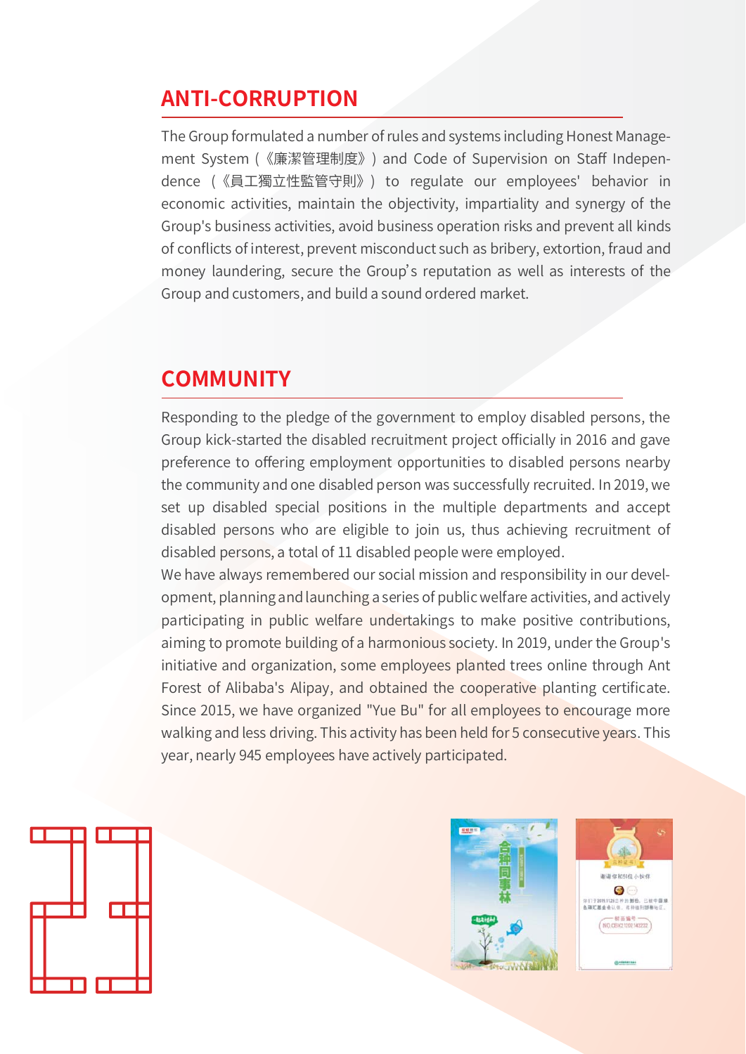## ANTI-CORRUPTION

The Group formulated a number of rules and systems including Honest Management System (《廉潔管理制度》) and Code of Supervision on Staff Independence (《員工獨立性監管守則》) to regulate our employees' behavior in economic activities, maintain the objectivity, impartiality and synergy of the Group's business activities, avoid business operation risks and prevent all kinds of conflicts of interest, prevent misconduct such as bribery, extortion, fraud and money laundering, secure the Group's reputation as well as interests of the Group and customers, and build a sound ordered market.

## COMMUNITY

Responding to the pledge of the government to employ disabled persons, the Group kick-started the disabled recruitment project officially in 2016 and gave preference to offering employment opportunities to disabled persons nearby the community and one disabled person was successfully recruited. In 2019, we set up disabled special positions in the multiple departments and accept disabled persons who are eligible to join us, thus achieving recruitment of disabled persons, a total of 11 disabled people were employed.

We have always remembered our social mission and responsibility in our development, planning and launching a series of public welfare activities, and actively participating in public welfare undertakings to make positive contributions, aiming to promote building of a harmonious society. In 2019, under the Group's initiative and organization, some employees planted trees online through Ant Forest of Alibaba's Alipay, and obtained the cooperative planting certificate. Since 2015, we have organized "Yue Bu" for all employees to encourage more walking and less driving. This activity has been held for 5 consecutive years. This year, nearly 945 employees have actively participated.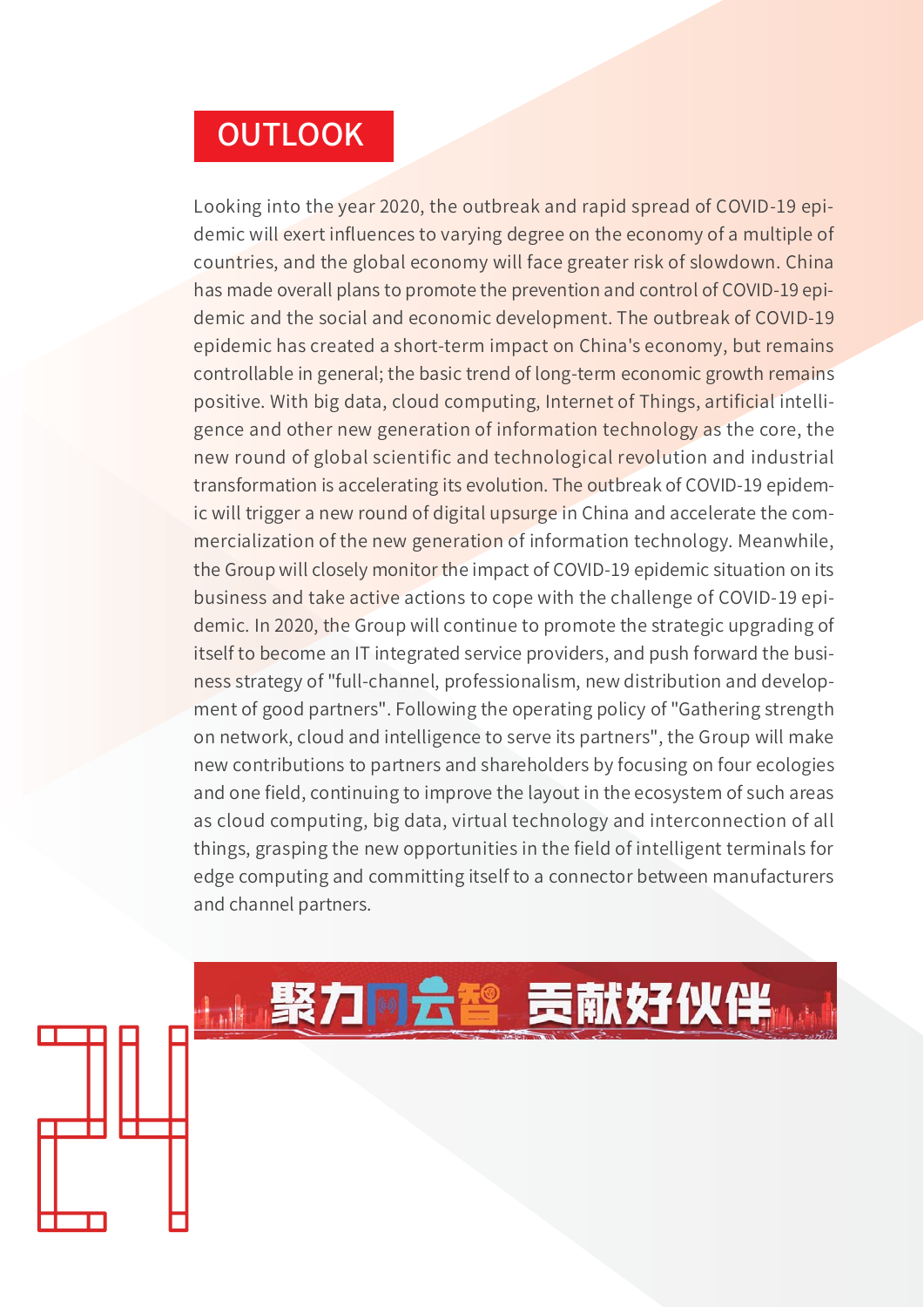# OUTLOOK

Looking into the year 2020, the outbreak and rapid spread of COVID-19 epidemic will exert influences to varying degree on the economy of a multiple of countries, and the global economy will face greater risk of slowdown. China has made overall plans to promote the prevention and control of COVID-19 epidemic and the social and economic development. The outbreak of COVID-19 epidemic has created a short-term impact on China's economy, but remains controllable in general; the basic trend of long-term economic growth remains positive. With big data, cloud computing, Internet of Things, artificial intelligence and other new generation of information technology as the core, the new round of global scientific and technological revolution and industrial transformation is accelerating its evolution. The outbreak of COVID-19 epidemic will trigger a new round of digital upsurge in China and accelerate the commercialization of the new generation of information technology. Meanwhile, the Group will closely monitor the impact of COVID-19 epidemic situation on its business and take active actions to cope with the challenge of COVID-19 epidemic. In 2020, the Group will continue to promote the strategic upgrading of itself to become an IT integrated service providers, and push forward the business strategy of "full-channel, professionalism, new distribution and development of good partners". Following the operating policy of "Gathering strength on network, cloud and intelligence to serve its partners", the Group will make new contributions to partners and shareholders by focusing on four ecologies and one field, continuing to improve the layout in the ecosystem of such areas as cloud computing, big data, virtual technology and interconnection of all things, grasping the new opportunities in the field of intelligent terminals for edge computing and committing itself to a connector between manufacturers and channel partners.

聚力网云智 贡献好伙伴